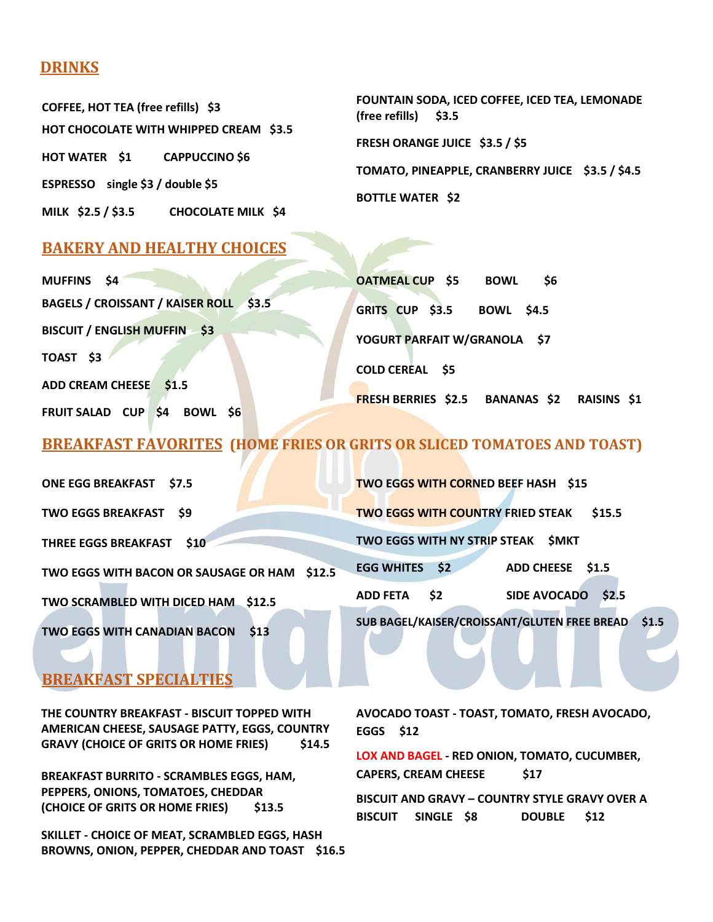## DRINKS

COFFEE, HOT TEA (free refills) $3

HOT CHOCOLATE WITH WHIPPED CREAM $3.5

HOT WATER $1

CAPPUCCINO $6

ESPRESSO single $3 / double $5

MILK $2.5 / $3.5

CHOCOLATE MILK $4

FOUNTAIN SODA, ICED COFFEE, ICED TEA, LEMONADE (free refills) $3.5

FRESH ORANGE JUICE $3.5 / $5

TOMATO, PINEAPPLE, CRANBERRY JUICE $3.5 / $4.5

BOTTLE WATER $2

## BAKERY AND HEALTHY CHOICES

MUFFINS $4

BAGELS / CROISSANT / KAISER ROLL $3.5

BISCUIT / ENGLISH MUFFIN $3

TOAST $3

ADD CREAM CHEESE $1.5

FRUIT SALAD CUP $4 BOWL $6

OATMEAL CUP $5 BOWL $6

GRITS CUP $3.5 BOWL $4.5

YOGURT PARFAIT W/GRANOLA $7

COLD CEREAL $5

FRESH BERRIES $2.5 BANANAS $2 RAISINS $1

## BREAKFAST FAVORITES (HOME FRIES OR GRITS OR SLICED TOMATOES AND TOAST)

ONE EGG BREAKFAST $7.5

TWO EGGS BREAKFAST $9

THREE EGGS BREAKFAST $10

TWO EGGS WITH BACON OR SAUSAGE OR HAM $12.5

TWO SCRAMBLED WITH DICED HAM $12.5

TWO EGGS WITH CANADIAN BACON $13

TWO EGGS WITH CORNED BEEF HASH $15

TWO EGGS WITH COUNTRY FRIED STEAK $15.5

TWO EGGS WITH NY STRIP STEAK $MKT

EGG WHITES $2

ADD CHEESE $1.5

ADD FETA $2

SIDE AVOCADO $2.5

SUB BAGEL/KAISER/CROISSANT/GLUTEN FREE BREAD $1.5

## BREAKFAST SPECIALTIES

THE COUNTRY BREAKFAST - BISCUIT TOPPED WITH AMERICAN CHEESE, SAUSAGE PATTY, EGGS, COUNTRY GRAVY (CHOICE OF GRITS OR HOME FRIES) $14.5

BREAKFAST BURRITO - SCRAMBLES EGGS, HAM, PEPPERS, ONIONS, TOMATOES, CHEDDAR (CHOICE OF GRITS OR HOME FRIES) $13.5

SKILLET - CHOICE OF MEAT, SCRAMBLED EGGS, HASH BROWNS, ONION, PEPPER, CHEDDAR AND TOAST $16.5

AVOCADO TOAST - TOAST, TOMATO, FRESH AVOCADO, EGGS $12

LOX AND BAGEL - RED ONION, TOMATO, CUCUMBER, CAPERS, CREAM CHEESE $17

BISCUIT AND GRAVY – COUNTRY STYLE GRAVY OVER A BISCUIT SINGLE $8 DOUBLE $12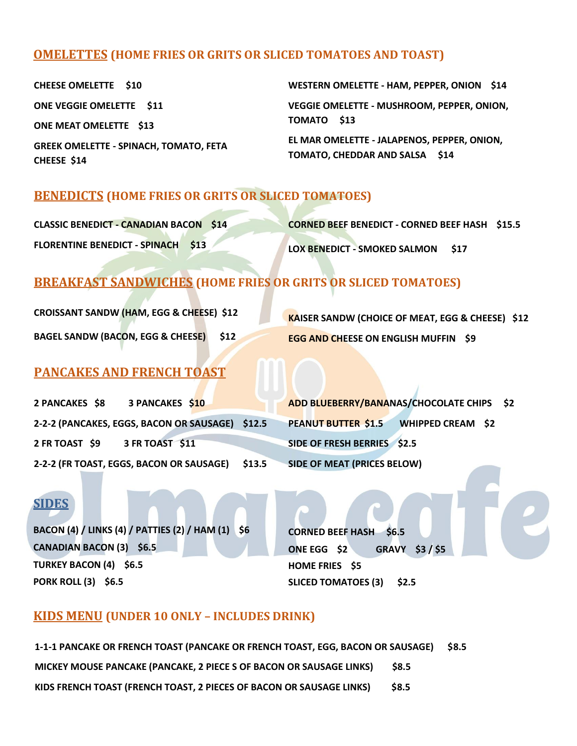## OMELETTES (HOME FRIES OR GRITS OR SLICED TOMATOES AND TOAST)

**CHEESE OMELETTE $10**

**ONE VEGGIE OMELETTE $11**

**ONE MEAT OMELETTE $13**

**GREEK OMELETTE - SPINACH, TOMATO, FETA CHEESE $14**

**WESTERN OMELETTE - HAM, PEPPER, ONION $14**

**VEGGIE OMELETTE - MUSHROOM, PEPPER, ONION, TOMATO $13**

**EL MAR OMELETTE - JALAPENOS, PEPPER, ONION, TOMATO, CHEDDAR AND SALSA $14**

## BENEDICTS (HOME FRIES OR GRITS OR SLICED TOMATOES)

**CLASSIC BENEDICT - CANADIAN BACON $14**

**FLORENTINE BENEDICT - SPINACH $13**

**CORNED BEEF BENEDICT - CORNED BEEF HASH $15.5**

**LOX BENEDICT - SMOKED SALMON $17**

## BREAKFAST SANDWICHES (HOME FRIES OR GRITS OR SLICED TOMATOES)

**CROISSANT SANDW (HAM, EGG & CHEESE) $12**

**BAGEL SANDW (BACON, EGG & CHEESE) $12**

**KAISER SANDW (CHOICE OF MEAT, EGG & CHEESE) $12**

**EGG AND CHEESE ON ENGLISH MUFFIN $9**

## PANCAKES AND FRENCH TOAST

**2 PANCAKES $8 3 PANCAKES $10**

**2-2-2 (PANCAKES, EGGS, BACON OR SAUSAGE) $12.5**

**2 FR TOAST $9 3 FR TOAST $11**

**2-2-2 (FR TOAST, EGGS, BACON OR SAUSAGE) $13.5**

**ADD BLUEBERRY/BANANAS/CHOCOLATE CHIPS $2**

**PEANUT BUTTER $1.5 WHIPPED CREAM $2**

**SIDE OF FRESH BERRIES $2.5**

**SIDE OF MEAT (PRICES BELOW)**

## SIDES

**BACON (4) / LINKS (4) / PATTIES (2) / HAM (1) $6**

**CANADIAN BACON (3) $6.5**

**TURKEY BACON (4) $6.5**

**PORK ROLL (3) $6.5**

**CORNED BEEF HASH $6.5**

**ONE EGG $2 GRAVY $3 / $5**

**HOME FRIES $5**

**SLICED TOMATOES (3) $2.5**

el mar cafe

## KIDS MENU (UNDER 10 ONLY – INCLUDES DRINK)

**1-1-1 PANCAKE OR FRENCH TOAST (PANCAKE OR FRENCH TOAST, EGG, BACON OR SAUSAGE) $8.5**

**MICKEY MOUSE PANCAKE (PANCAKE, 2 PIECE S OF BACON OR SAUSAGE LINKS) $8.5**

**KIDS FRENCH TOAST (FRENCH TOAST, 2 PIECES OF BACON OR SAUSAGE LINKS) $8.5**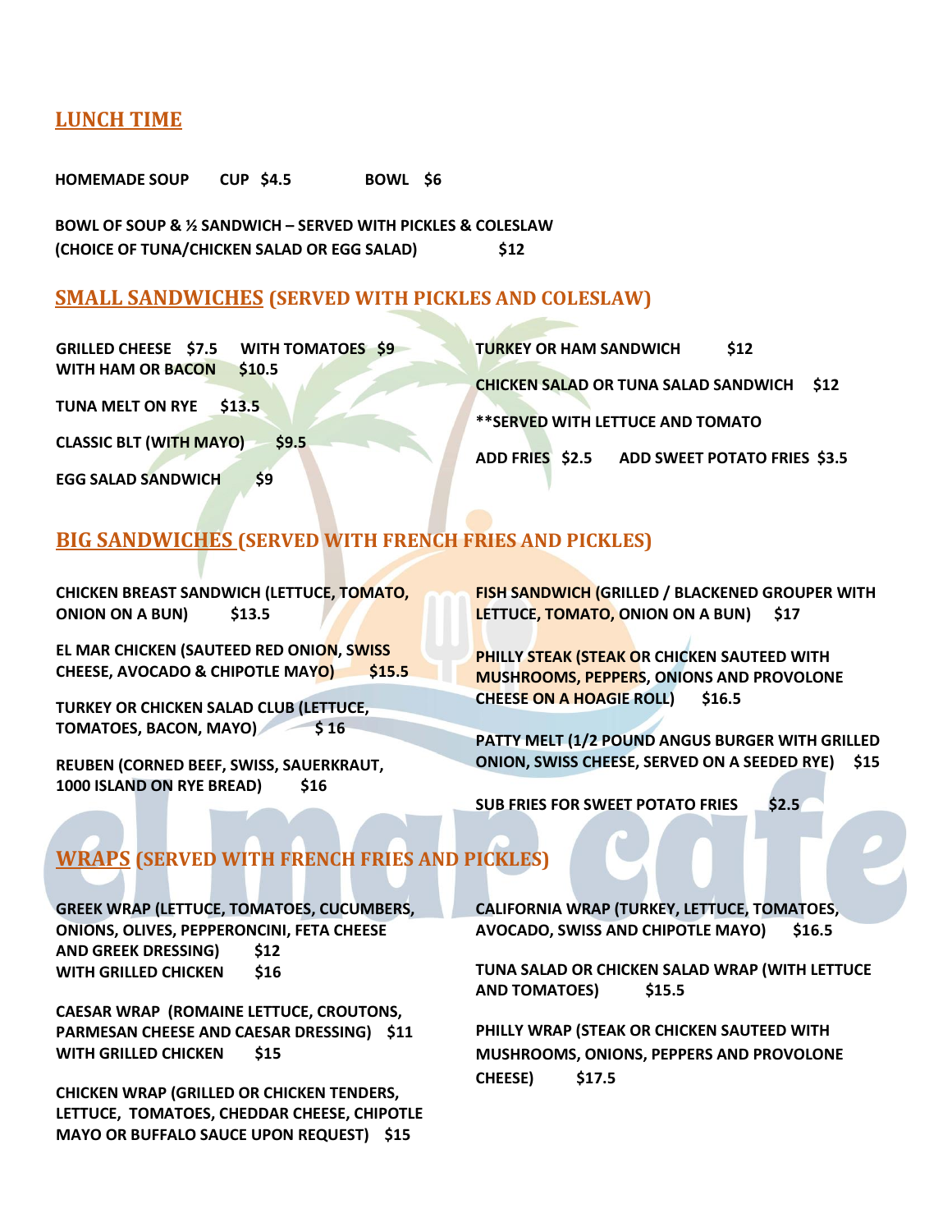## LUNCH TIME

**HOMEMADE SOUP CUP $4.5 BOWL $6**

**BOWL OF SOUP & ½ SANDWICH – SERVED WITH PICKLES & COLESLAW (CHOICE OF TUNA/CHICKEN SALAD OR EGG SALAD) $12**

## SMALL SANDWICHES (SERVED WITH PICKLES AND COLESLAW)

**GRILLED CHEESE $7.5 WITH TOMATOES $9**
**WITH HAM OR BACON $10.5**

**TUNA MELT ON RYE $13.5**

**CLASSIC BLT (WITH MAYO) $9.5**

**EGG SALAD SANDWICH $9**

**TURKEY OR HAM SANDWICH $12**

**CHICKEN SALAD OR TUNA SALAD SANDWICH $12**

****SERVED WITH LETTUCE AND TOMATO**

**ADD FRIES $2.5 ADD SWEET POTATO FRIES $3.5**

## BIG SANDWICHES (SERVED WITH FRENCH FRIES AND PICKLES)

**CHICKEN BREAST SANDWICH (LETTUCE, TOMATO, ONION ON A BUN) $13.5**

**EL MAR CHICKEN (SAUTEED RED ONION, SWISS CHEESE, AVOCADO & CHIPOTLE MAYO) $15.5**

**TURKEY OR CHICKEN SALAD CLUB (LETTUCE, TOMATOES, BACON, MAYO) $ 16**

**REUBEN (CORNED BEEF, SWISS, SAUERKRAUT, 1000 ISLAND ON RYE BREAD) $16**

**FISH SANDWICH (GRILLED / BLACKENED GROUPER WITH LETTUCE, TOMATO, ONION ON A BUN) $17**

**PHILLY STEAK (STEAK OR CHICKEN SAUTEED WITH MUSHROOMS, PEPPERS, ONIONS AND PROVOLONE CHEESE ON A HOAGIE ROLL) $16.5**

**PATTY MELT (1/2 POUND ANGUS BURGER WITH GRILLED ONION, SWISS CHEESE, SERVED ON A SEEDED RYE) $15**

**SUB FRIES FOR SWEET POTATO FRIES $2.5**

## WRAPS (SERVED WITH FRENCH FRIES AND PICKLES)

**GREEK WRAP (LETTUCE, TOMATOES, CUCUMBERS, ONIONS, OLIVES, PEPPERONCINI, FETA CHEESE AND GREEK DRESSING) $12**
**WITH GRILLED CHICKEN $16**

**CAESAR WRAP (ROMAINE LETTUCE, CROUTONS, PARMESAN CHEESE AND CAESAR DRESSING) $11**
**WITH GRILLED CHICKEN $15**

**CHICKEN WRAP (GRILLED OR CHICKEN TENDERS, LETTUCE, TOMATOES, CHEDDAR CHEESE, CHIPOTLE MAYO OR BUFFALO SAUCE UPON REQUEST) $15**

**CALIFORNIA WRAP (TURKEY, LETTUCE, TOMATOES, AVOCADO, SWISS AND CHIPOTLE MAYO) $16.5**

**TUNA SALAD OR CHICKEN SALAD WRAP (WITH LETTUCE AND TOMATOES) $15.5**

**PHILLY WRAP (STEAK OR CHICKEN SAUTEED WITH MUSHROOMS, ONIONS, PEPPERS AND PROVOLONE CHEESE) $17.5**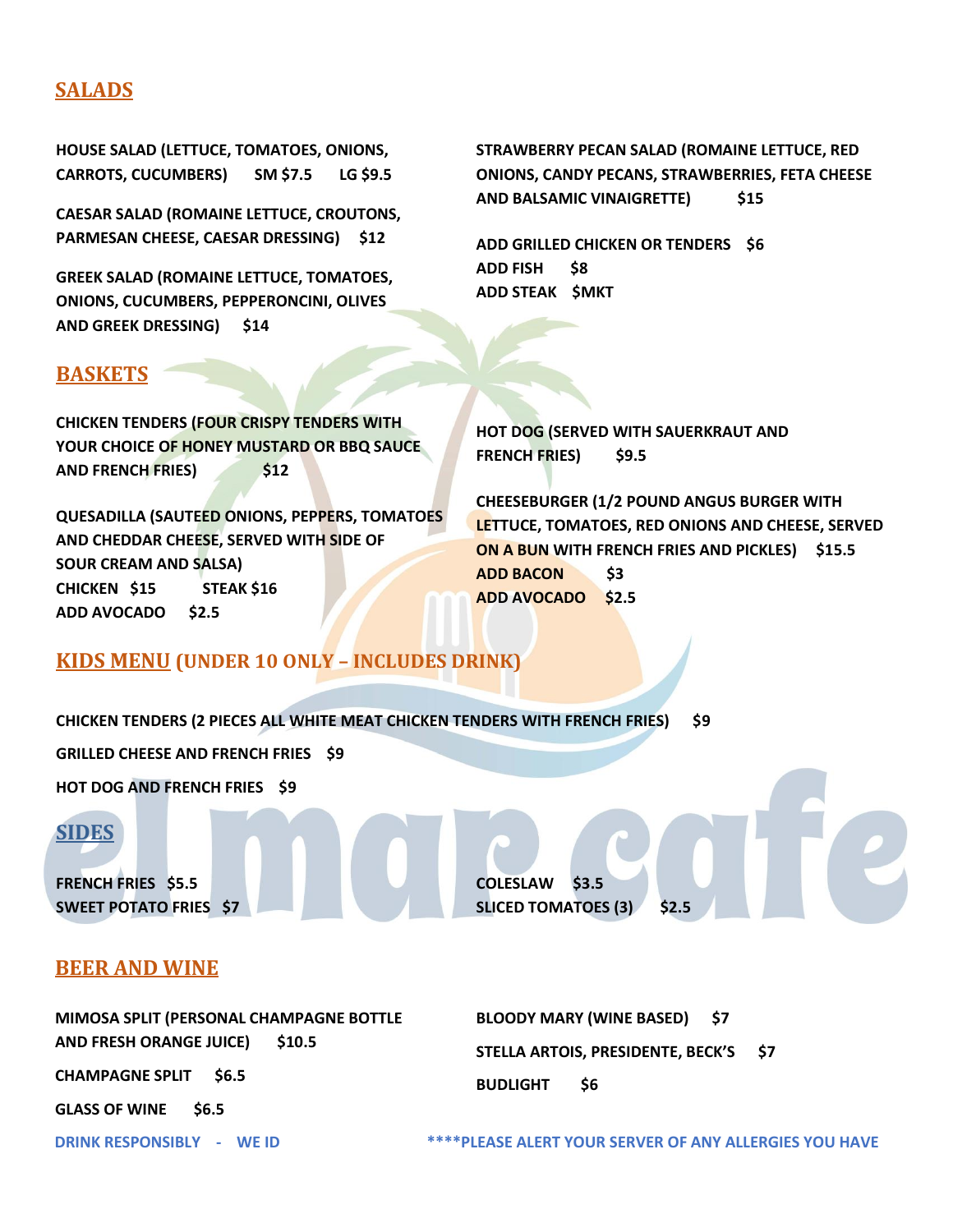## SALADS

**HOUSE SALAD (LETTUCE, TOMATOES, ONIONS, CARROTS, CUCUMBERS) SM $7.5 LG $9.5**

**CAESAR SALAD (ROMAINE LETTUCE, CROUTONS, PARMESAN CHEESE, CAESAR DRESSING) $12**

**GREEK SALAD (ROMAINE LETTUCE, TOMATOES, ONIONS, CUCUMBERS, PEPPERONCINI, OLIVES AND GREEK DRESSING) $14**

**STRAWBERRY PECAN SALAD (ROMAINE LETTUCE, RED ONIONS, CANDY PECANS, STRAWBERRIES, FETA CHEESE AND BALSAMIC VINAIGRETTE) $15**

**ADD GRILLED CHICKEN OR TENDERS $6**
**ADD FISH $8**
**ADD STEAK $MKT**

## BASKETS

**CHICKEN TENDERS (FOUR CRISPY TENDERS WITH YOUR CHOICE OF HONEY MUSTARD OR BBQ SAUCE AND FRENCH FRIES) $12**

**QUESADILLA (SAUTEED ONIONS, PEPPERS, TOMATOES AND CHEDDAR CHEESE, SERVED WITH SIDE OF SOUR CREAM AND SALSA)**
**CHICKEN $15 STEAK $16**
**ADD AVOCADO $2.5**

**HOT DOG (SERVED WITH SAUERKRAUT AND FRENCH FRIES) $9.5**

**CHEESEBURGER (1/2 POUND ANGUS BURGER WITH LETTUCE, TOMATOES, RED ONIONS AND CHEESE, SERVED ON A BUN WITH FRENCH FRIES AND PICKLES) $15.5**
**ADD BACON $3**
**ADD AVOCADO $2.5**

## KIDS MENU (UNDER 10 ONLY – INCLUDES DRINK)

**CHICKEN TENDERS (2 PIECES ALL WHITE MEAT CHICKEN TENDERS WITH FRENCH FRIES) $9**

**GRILLED CHEESE AND FRENCH FRIES $9**

**HOT DOG AND FRENCH FRIES $9**

## SIDES

**FRENCH FRIES $5.5**
**SWEET POTATO FRIES $7**
**COLESLAW $3.5**
**SLICED TOMATOES (3) $2.5**

## BEER AND WINE

**MIMOSA SPLIT (PERSONAL CHAMPAGNE BOTTLE AND FRESH ORANGE JUICE) $10.5**

**CHAMPAGNE SPLIT $6.5**

**GLASS OF WINE $6.5**

**BLOODY MARY (WINE BASED) $7**

**STELLA ARTOIS, PRESIDENTE, BECK'S $7**

**BUDLIGHT $6**

**DRINK RESPONSIBLY - WE ID**

**\*\*\*\*PLEASE ALERT YOUR SERVER OF ANY ALLERGIES YOU HAVE**

el mar cafe